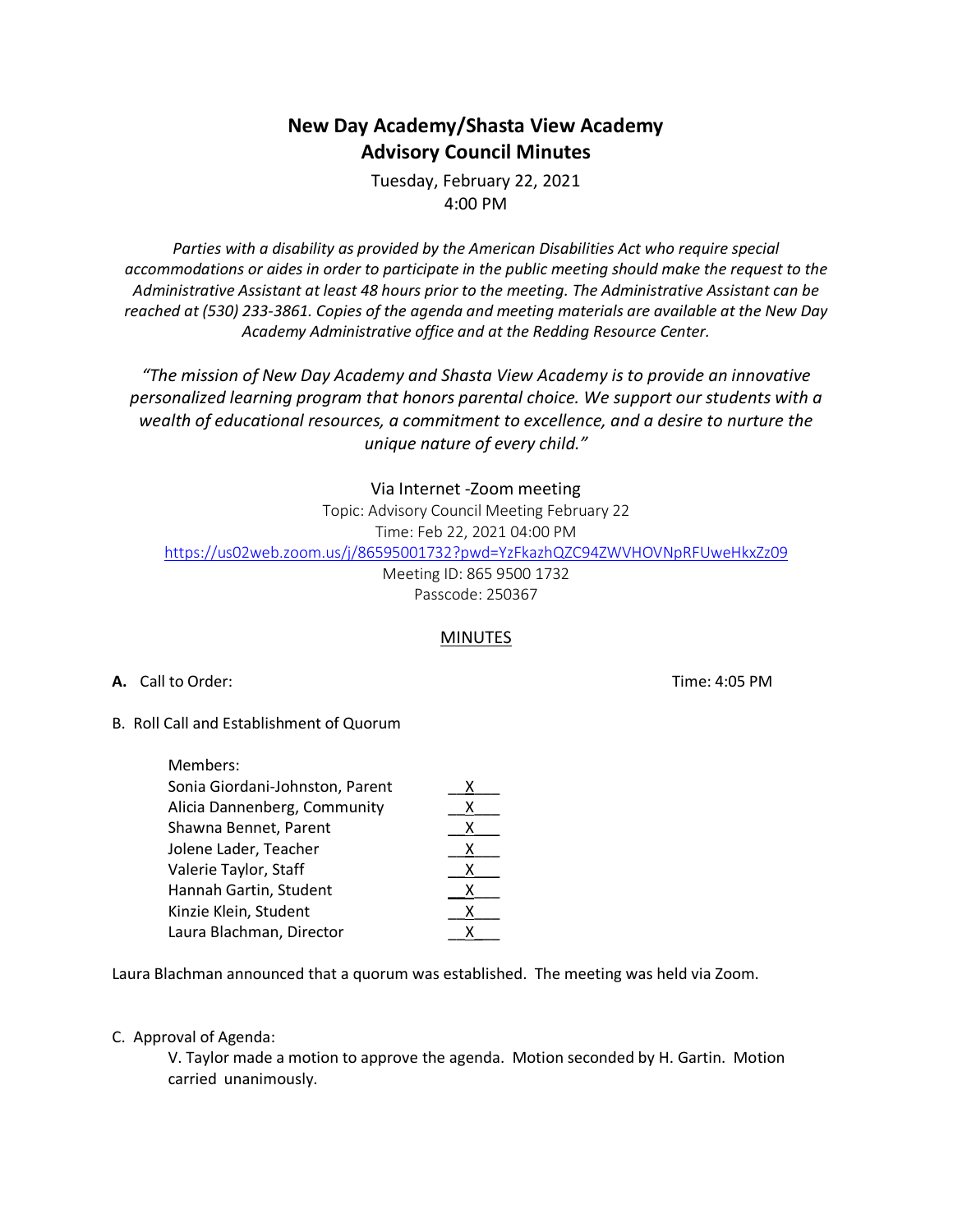# New Day Academy/Shasta View Academy
## Advisory Council Minutes

Tuesday, February 22, 2021
4:00 PM

*Parties with a disability as provided by the American Disabilities Act who require special accommodations or aides in order to participate in the public meeting should make the request to the Administrative Assistant at least 48 hours prior to the meeting. The Administrative Assistant can be reached at (530) 233-3861. Copies of the agenda and meeting materials are available at the New Day Academy Administrative office and at the Redding Resource Center.*

*"The mission of New Day Academy and Shasta View Academy is to provide an innovative personalized learning program that honors parental choice. We support our students with a wealth of educational resources, a commitment to excellence, and a desire to nurture the unique nature of every child."*

Via Internet -Zoom meeting
Topic: Advisory Council Meeting February 22
Time: Feb 22, 2021 04:00 PM
https://us02web.zoom.us/j/86595001732?pwd=YzFkazhQZC94ZWVHOVNpRFUweHkxZz09
Meeting ID: 865 9500 1732
Passcode: 250367

MINUTES

**A.** Call to Order: Time: 4:05 PM

B. Roll Call and Establishment of Quorum

| Members: | |
|---|---|
| Sonia Giordani-Johnston, Parent | X |
| Alicia Dannenberg, Community | X |
| Shawna Bennet, Parent | X |
| Jolene Lader, Teacher | X |
| Valerie Taylor, Staff | X |
| Hannah Gartin, Student | X |
| Kinzie Klein, Student | X |
| Laura Blachman, Director | X |

Laura Blachman announced that a quorum was established. The meeting was held via Zoom.

C. Approval of Agenda:

V. Taylor made a motion to approve the agenda. Motion seconded by H. Gartin. Motion carried unanimously.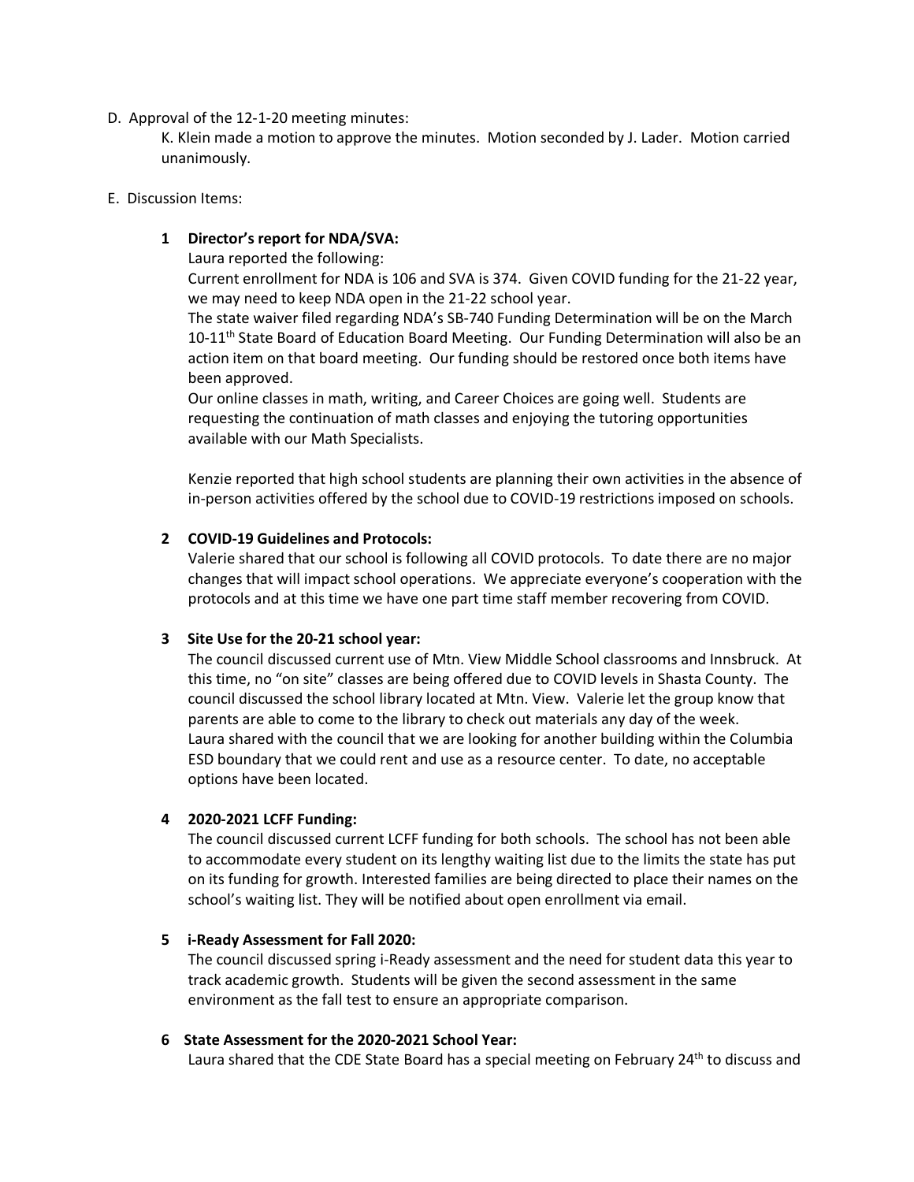D. Approval of the 12-1-20 meeting minutes:

K. Klein made a motion to approve the minutes. Motion seconded by J. Lader. Motion carried unanimously.

E. Discussion Items:

**1 Director's report for NDA/SVA:**

Laura reported the following:

Current enrollment for NDA is 106 and SVA is 374. Given COVID funding for the 21-22 year, we may need to keep NDA open in the 21-22 school year.

The state waiver filed regarding NDA's SB-740 Funding Determination will be on the March 10-11th State Board of Education Board Meeting. Our Funding Determination will also be an action item on that board meeting. Our funding should be restored once both items have been approved.

Our online classes in math, writing, and Career Choices are going well. Students are requesting the continuation of math classes and enjoying the tutoring opportunities available with our Math Specialists.

Kenzie reported that high school students are planning their own activities in the absence of in-person activities offered by the school due to COVID-19 restrictions imposed on schools.

**2 COVID-19 Guidelines and Protocols:**

Valerie shared that our school is following all COVID protocols. To date there are no major changes that will impact school operations. We appreciate everyone's cooperation with the protocols and at this time we have one part time staff member recovering from COVID.

**3 Site Use for the 20-21 school year:**

The council discussed current use of Mtn. View Middle School classrooms and Innsbruck. At this time, no "on site" classes are being offered due to COVID levels in Shasta County. The council discussed the school library located at Mtn. View. Valerie let the group know that parents are able to come to the library to check out materials any day of the week.

Laura shared with the council that we are looking for another building within the Columbia ESD boundary that we could rent and use as a resource center. To date, no acceptable options have been located.

**4 2020-2021 LCFF Funding:**

The council discussed current LCFF funding for both schools. The school has not been able to accommodate every student on its lengthy waiting list due to the limits the state has put on its funding for growth. Interested families are being directed to place their names on the school's waiting list. They will be notified about open enrollment via email.

**5 i-Ready Assessment for Fall 2020:**

The council discussed spring i-Ready assessment and the need for student data this year to track academic growth. Students will be given the second assessment in the same environment as the fall test to ensure an appropriate comparison.

**6 State Assessment for the 2020-2021 School Year:**

Laura shared that the CDE State Board has a special meeting on February 24th to discuss and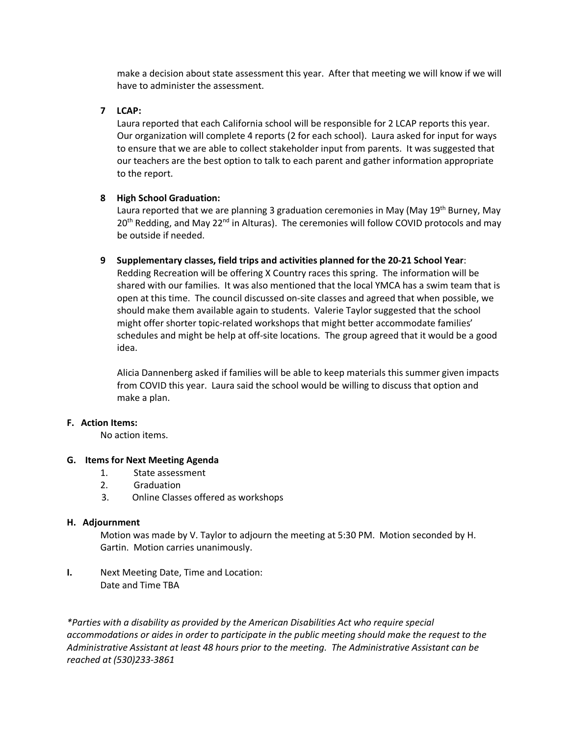make a decision about state assessment this year. After that meeting we will know if we will have to administer the assessment.

**7 LCAP:**

Laura reported that each California school will be responsible for 2 LCAP reports this year. Our organization will complete 4 reports (2 for each school). Laura asked for input for ways to ensure that we are able to collect stakeholder input from parents. It was suggested that our teachers are the best option to talk to each parent and gather information appropriate to the report.

**8 High School Graduation:**

Laura reported that we are planning 3 graduation ceremonies in May (May 19th Burney, May 20th Redding, and May 22nd in Alturas). The ceremonies will follow COVID protocols and may be outside if needed.

**9 Supplementary classes, field trips and activities planned for the 20-21 School Year**:

Redding Recreation will be offering X Country races this spring. The information will be shared with our families. It was also mentioned that the local YMCA has a swim team that is open at this time. The council discussed on-site classes and agreed that when possible, we should make them available again to students. Valerie Taylor suggested that the school might offer shorter topic-related workshops that might better accommodate families' schedules and might be help at off-site locations. The group agreed that it would be a good idea.

Alicia Dannenberg asked if families will be able to keep materials this summer given impacts from COVID this year. Laura said the school would be willing to discuss that option and make a plan.

**F. Action Items:**

No action items.

**G. Items for Next Meeting Agenda**

1. State assessment
2. Graduation
3. Online Classes offered as workshops

**H. Adjournment**

Motion was made by V. Taylor to adjourn the meeting at 5:30 PM. Motion seconded by H. Gartin. Motion carries unanimously.

**I.** Next Meeting Date, Time and Location:
Date and Time TBA

*\*Parties with a disability as provided by the American Disabilities Act who require special accommodations or aides in order to participate in the public meeting should make the request to the Administrative Assistant at least 48 hours prior to the meeting. The Administrative Assistant can be reached at (530)233-3861*